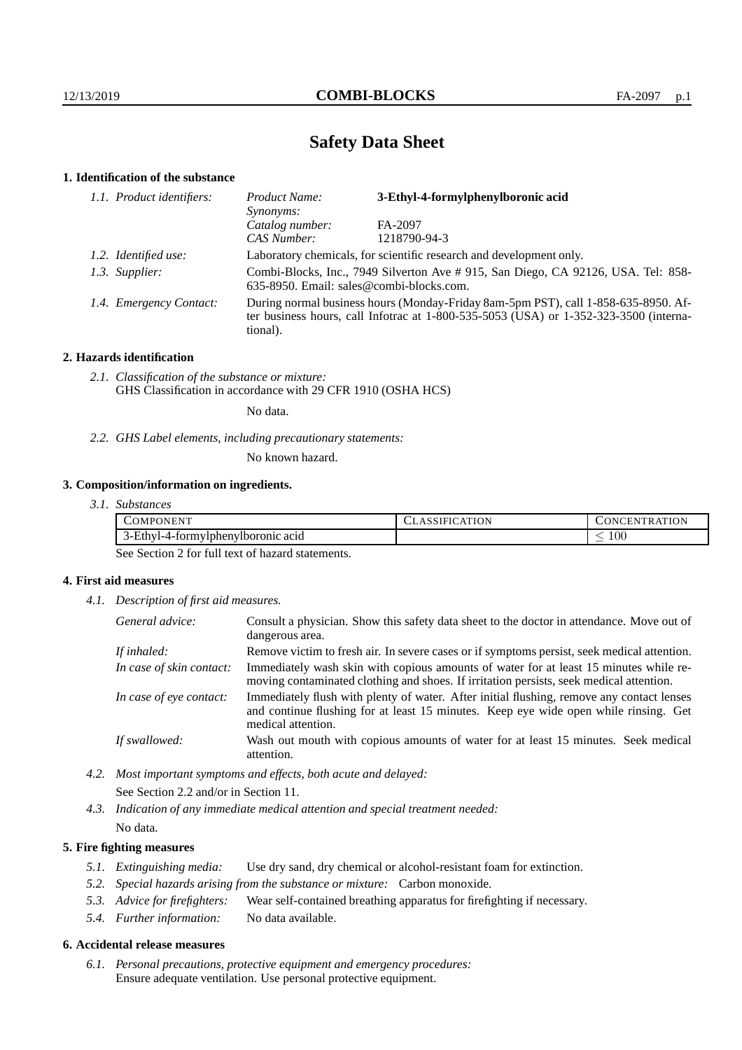# Safety Data Sheet

## 1. Identification of the substance

*1.1. Product identifiers:*
- *Product Name:* **3-Ethyl-4-formylphenylboronic acid**
- *Synonyms:*
- *Catalog number:* FA-2097
- *CAS Number:* 1218790-94-3

*1.2. Identified use:* Laboratory chemicals, for scientific research and development only.

*1.3. Supplier:* Combi-Blocks, Inc., 7949 Silverton Ave # 915, San Diego, CA 92126, USA. Tel: 858-635-8950. Email: sales@combi-blocks.com.

*1.4. Emergency Contact:* During normal business hours (Monday-Friday 8am-5pm PST), call 1-858-635-8950. After business hours, call Infotrac at 1-800-535-5053 (USA) or 1-352-323-3500 (international).

## 2. Hazards identification

*2.1. Classification of the substance or mixture:*
GHS Classification in accordance with 29 CFR 1910 (OSHA HCS)

No data.

*2.2. GHS Label elements, including precautionary statements:*

No known hazard.

## 3. Composition/information on ingredients.

*3.1. Substances*

| COMPONENT | CLASSIFICATION | CONCENTRATION |
|---|---|---|
| 3-Ethyl-4-formylphenylboronic acid | | $\leq 100$ |

See Section 2 for full text of hazard statements.

## 4. First aid measures

*4.1. Description of first aid measures.*

- *General advice:* Consult a physician. Show this safety data sheet to the doctor in attendance. Move out of dangerous area.
- *If inhaled:* Remove victim to fresh air. In severe cases or if symptoms persist, seek medical attention.
- *In case of skin contact:* Immediately wash skin with copious amounts of water for at least 15 minutes while removing contaminated clothing and shoes. If irritation persists, seek medical attention.
- *In case of eye contact:* Immediately flush with plenty of water. After initial flushing, remove any contact lenses and continue flushing for at least 15 minutes. Keep eye wide open while rinsing. Get medical attention.
- *If swallowed:* Wash out mouth with copious amounts of water for at least 15 minutes. Seek medical attention.

*4.2. Most important symptoms and effects, both acute and delayed:*
See Section 2.2 and/or in Section 11.

*4.3. Indication of any immediate medical attention and special treatment needed:*
No data.

## 5. Fire fighting measures

*5.1. Extinguishing media:* Use dry sand, dry chemical or alcohol-resistant foam for extinction.

*5.2. Special hazards arising from the substance or mixture:* Carbon monoxide.

*5.3. Advice for firefighters:* Wear self-contained breathing apparatus for firefighting if necessary.

*5.4. Further information:* No data available.

## 6. Accidental release measures

*6.1. Personal precautions, protective equipment and emergency procedures:*
Ensure adequate ventilation. Use personal protective equipment.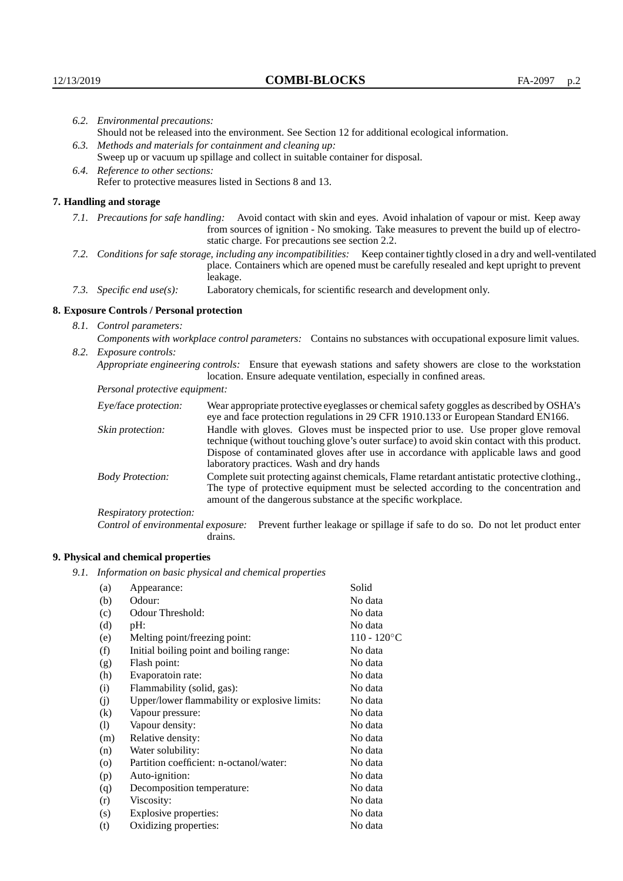*6.2. Environmental precautions:*
Should not be released into the environment. See Section 12 for additional ecological information.

*6.3. Methods and materials for containment and cleaning up:*
Sweep up or vacuum up spillage and collect in suitable container for disposal.

*6.4. Reference to other sections:*
Refer to protective measures listed in Sections 8 and 13.

## 7. Handling and storage

*7.1. Precautions for safe handling:* Avoid contact with skin and eyes. Avoid inhalation of vapour or mist. Keep away from sources of ignition - No smoking. Take measures to prevent the build up of electrostatic charge. For precautions see section 2.2.

*7.2. Conditions for safe storage, including any incompatibilities:* Keep container tightly closed in a dry and well-ventilated place. Containers which are opened must be carefully resealed and kept upright to prevent leakage.

*7.3. Specific end use(s):* Laboratory chemicals, for scientific research and development only.

## 8. Exposure Controls / Personal protection

*8.1. Control parameters:*
*Components with workplace control parameters:* Contains no substances with occupational exposure limit values.

*8.2. Exposure controls:*
*Appropriate engineering controls:* Ensure that eyewash stations and safety showers are close to the workstation location. Ensure adequate ventilation, especially in confined areas.

*Personal protective equipment:*

*Eye/face protection:* Wear appropriate protective eyeglasses or chemical safety goggles as described by OSHA's eye and face protection regulations in 29 CFR 1910.133 or European Standard EN166.

*Skin protection:* Handle with gloves. Gloves must be inspected prior to use. Use proper glove removal technique (without touching glove's outer surface) to avoid skin contact with this product. Dispose of contaminated gloves after use in accordance with applicable laws and good laboratory practices. Wash and dry hands

*Body Protection:* Complete suit protecting against chemicals, Flame retardant antistatic protective clothing., The type of protective equipment must be selected according to the concentration and amount of the dangerous substance at the specific workplace.

*Respiratory protection:*

*Control of environmental exposure:* Prevent further leakage or spillage if safe to do so. Do not let product enter drains.

## 9. Physical and chemical properties

*9.1. Information on basic physical and chemical properties*

| | | |
|---|---|---|
| (a) | Appearance: | Solid |
| (b) | Odour: | No data |
| (c) | Odour Threshold: | No data |
| (d) | pH: | No data |
| (e) | Melting point/freezing point: | 110 - 120°C |
| (f) | Initial boiling point and boiling range: | No data |
| (g) | Flash point: | No data |
| (h) | Evaporatoin rate: | No data |
| (i) | Flammability (solid, gas): | No data |
| (j) | Upper/lower flammability or explosive limits: | No data |
| (k) | Vapour pressure: | No data |
| (l) | Vapour density: | No data |
| (m) | Relative density: | No data |
| (n) | Water solubility: | No data |
| (o) | Partition coefficient: n-octanol/water: | No data |
| (p) | Auto-ignition: | No data |
| (q) | Decomposition temperature: | No data |
| (r) | Viscosity: | No data |
| (s) | Explosive properties: | No data |
| (t) | Oxidizing properties: | No data |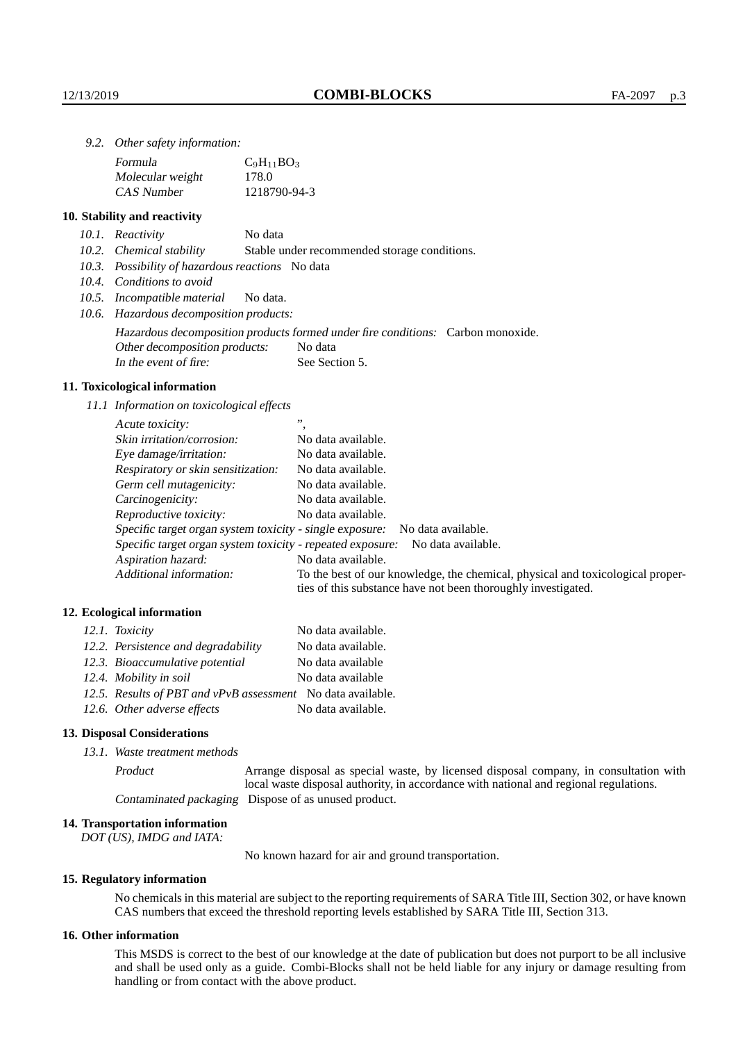*9.2. Other safety information:*

| | |
|---|---|
| *Formula* | $C_9H_{11}BO_3$ |
| *Molecular weight* | 178.0 |
| *CAS Number* | 1218790-94-3 |

## 10. Stability and reactivity

*10.1. Reactivity* No data

*10.2. Chemical stability* Stable under recommended storage conditions.

*10.3. Possibility of hazardous reactions* No data

*10.4. Conditions to avoid*

*10.5. Incompatible material* No data.

*10.6. Hazardous decomposition products:*

*Hazardous decomposition products formed under fire conditions:* Carbon monoxide.

| | |
|---|---|
| *Other decomposition products:* | No data |
| *In the event of fire:* | See Section 5. |

## 11. Toxicological information

*11.1 Information on toxicological effects*

| | |
|---|---|
| *Acute toxicity:* | ”, |
| *Skin irritation/corrosion:* | No data available. |
| *Eye damage/irritation:* | No data available. |
| *Respiratory or skin sensitization:* | No data available. |
| *Germ cell mutagenicity:* | No data available. |
| *Carcinogenicity:* | No data available. |
| *Reproductive toxicity:* | No data available. |
| *Specific target organ system toxicity - single exposure:* | No data available. |
| *Specific target organ system toxicity - repeated exposure:* | No data available. |
| *Aspiration hazard:* | No data available. |
| *Additional information:* | To the best of our knowledge, the chemical, physical and toxicological properties of this substance have not been thoroughly investigated. |

## 12. Ecological information

| | |
|---|---|
| *12.1. Toxicity* | No data available. |
| *12.2. Persistence and degradability* | No data available. |
| *12.3. Bioaccumulative potential* | No data available |
| *12.4. Mobility in soil* | No data available |
| *12.5. Results of PBT and vPvB assessment* | No data available. |
| *12.6. Other adverse effects* | No data available. |

## 13. Disposal Considerations

*13.1. Waste treatment methods*

| | |
|---|---|
| *Product* | Arrange disposal as special waste, by licensed disposal company, in consultation with local waste disposal authority, in accordance with national and regional regulations. |
| *Contaminated packaging* | Dispose of as unused product. |

## 14. Transportation information

*DOT (US), IMDG and IATA:*

No known hazard for air and ground transportation.

## 15. Regulatory information

No chemicals in this material are subject to the reporting requirements of SARA Title III, Section 302, or have known CAS numbers that exceed the threshold reporting levels established by SARA Title III, Section 313.

## 16. Other information

This MSDS is correct to the best of our knowledge at the date of publication but does not purport to be all inclusive and shall be used only as a guide. Combi-Blocks shall not be held liable for any injury or damage resulting from handling or from contact with the above product.